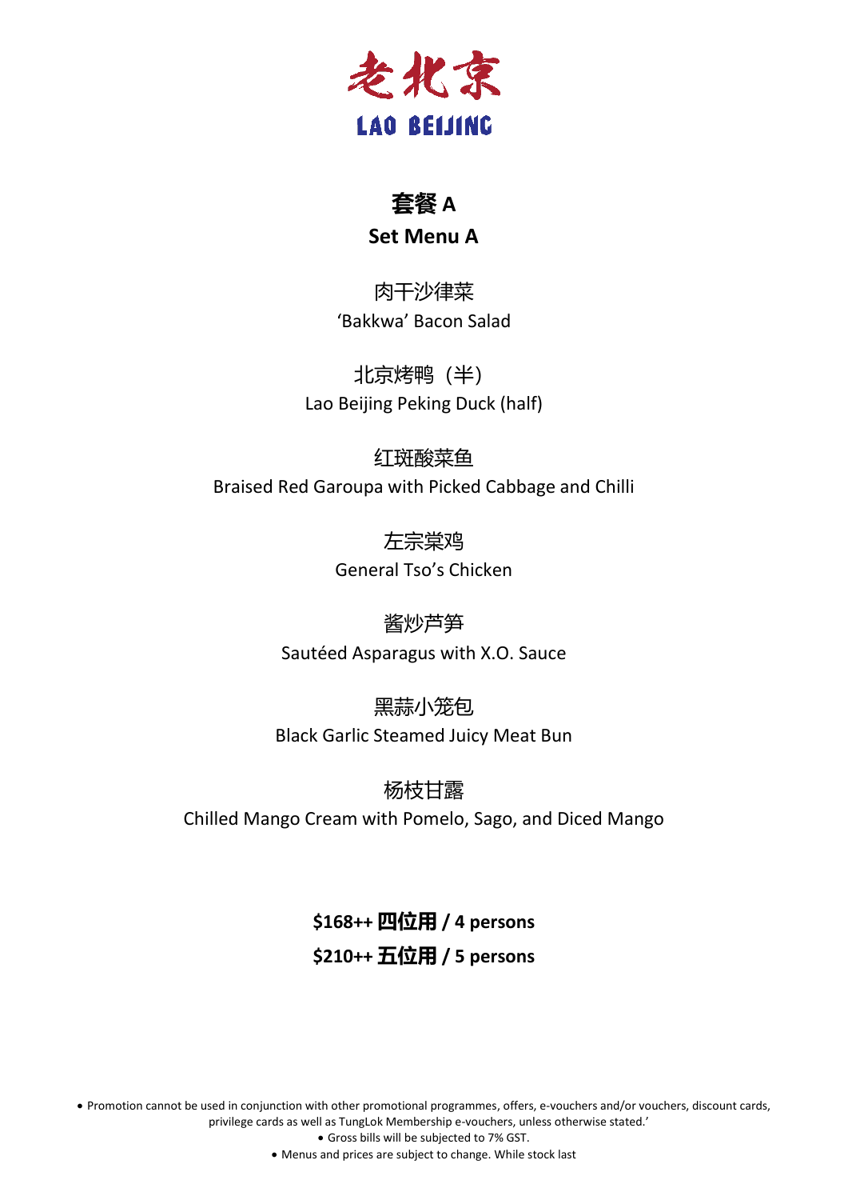# 老北京

# LAO BEIJING

## 套餐 A

## Set Menu A

肉干沙律菜

'Bakkwa' Bacon Salad

北京烤鸭（半）

Lao Beijing Peking Duck (half)

红斑酸菜鱼

Braised Red Garoupa with Picked Cabbage and Chilli

左宗棠鸡

General Tso's Chicken

酱炒芦笋

Sautéed Asparagus with X.O. Sauce

黑蒜小笼包

Black Garlic Steamed Juicy Meat Bun

杨枝甘露

Chilled Mango Cream with Pomelo, Sago, and Diced Mango

**$168++ 四位用 / 4 persons**

**$210++ 五位用 / 5 persons**

- Promotion cannot be used in conjunction with other promotional programmes, offers, e-vouchers and/or vouchers, discount cards, privilege cards as well as TungLok Membership e-vouchers, unless otherwise stated.'
- Gross bills will be subjected to 7% GST.
- Menus and prices are subject to change. While stock last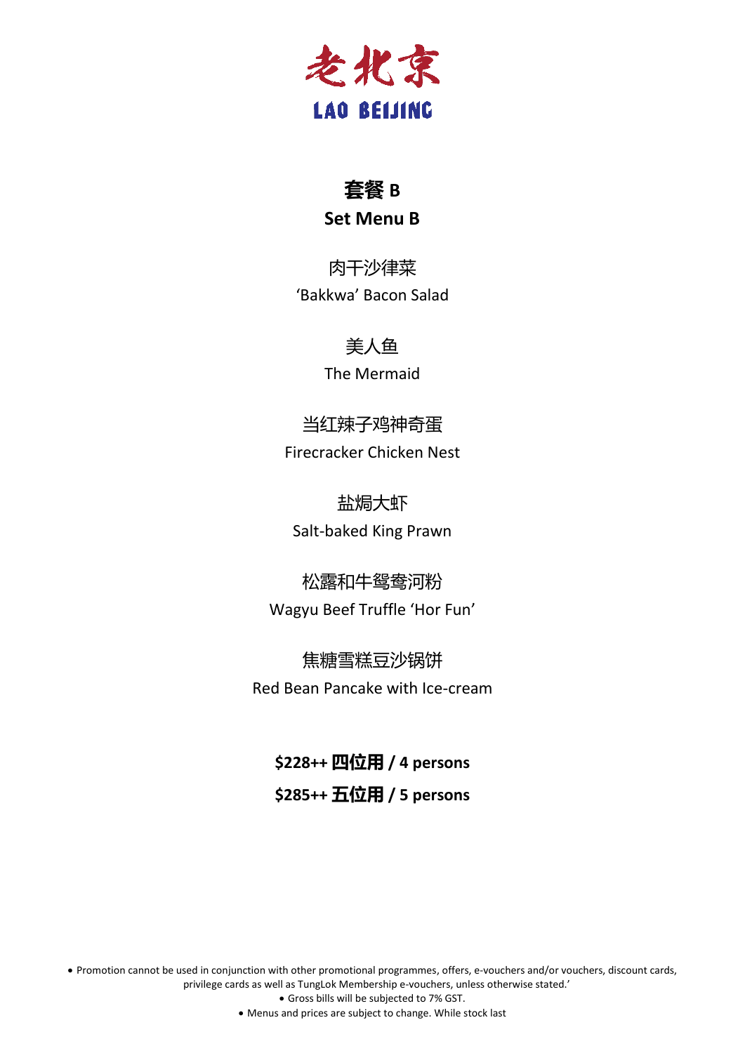# 老北京
## LAO BEIJING

## 套餐 B
## Set Menu B

肉干沙律菜
'Bakkwa' Bacon Salad

美人鱼
The Mermaid

当红辣子鸡神奇蛋
Firecracker Chicken Nest

盐焗大虾
Salt-baked King Prawn

松露和牛鸳鸯河粉
Wagyu Beef Truffle 'Hor Fun'

焦糖雪糕豆沙锅饼
Red Bean Pancake with Ice-cream

**$228++ 四位用 / 4 persons**

**$285++ 五位用 / 5 persons**

- Promotion cannot be used in conjunction with other promotional programmes, offers, e-vouchers and/or vouchers, discount cards, privilege cards as well as TungLok Membership e-vouchers, unless otherwise stated.'
- Gross bills will be subjected to 7% GST.
- Menus and prices are subject to change. While stock last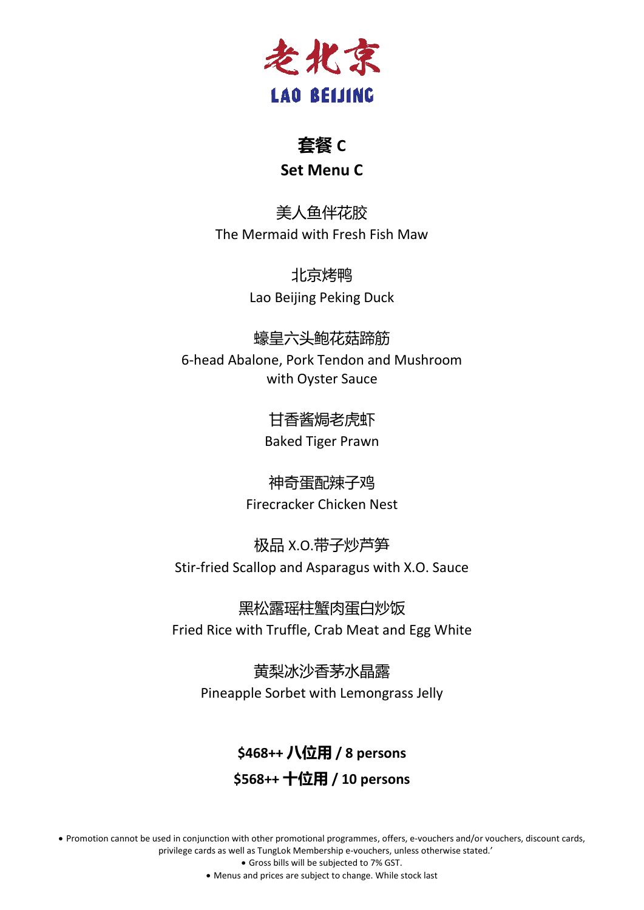# 老北京

# LAO BEIJING

## 套餐 C
## Set Menu C

美人鱼伴花胶
The Mermaid with Fresh Fish Maw

北京烤鸭
Lao Beijing Peking Duck

蠔皇六头鲍花菇蹄筋
6-head Abalone, Pork Tendon and Mushroom with Oyster Sauce

甘香酱焗老虎虾
Baked Tiger Prawn

神奇蛋配辣子鸡
Firecracker Chicken Nest

极品 X.O.带子炒芦笋
Stir-fried Scallop and Asparagus with X.O. Sauce

黑松露瑶柱蟹肉蛋白炒饭
Fried Rice with Truffle, Crab Meat and Egg White

黄梨冰沙香茅水晶露
Pineapple Sorbet with Lemongrass Jelly

**$468++ 八位用 / 8 persons**

**$568++ 十位用 / 10 persons**

- Promotion cannot be used in conjunction with other promotional programmes, offers, e-vouchers and/or vouchers, discount cards, privilege cards as well as TungLok Membership e-vouchers, unless otherwise stated.'
- Gross bills will be subjected to 7% GST.
- Menus and prices are subject to change. While stock last